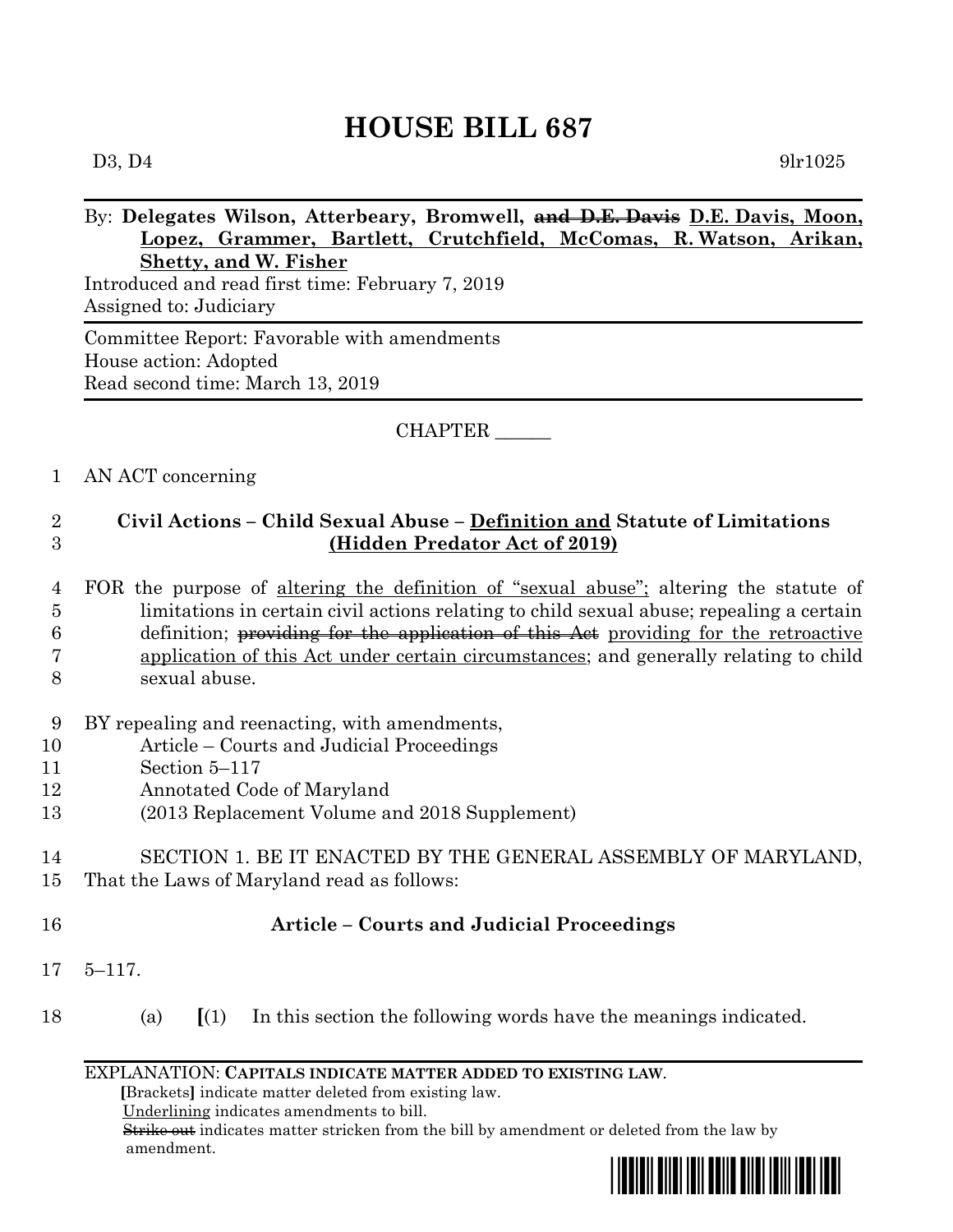# HOUSE BILL 687

D3, D4 9lr1025

By: **Delegates Wilson, Atterbeary, Bromwell, ~~and D.E. Davis~~ D.E. Davis, Moon, Lopez, Grammer, Bartlett, Crutchfield, McComas, R. Watson, Arikan, Shetty, and W. Fisher**

Introduced and read first time: February 7, 2019
Assigned to: Judiciary

Committee Report: Favorable with amendments
House action: Adopted
Read second time: March 13, 2019

CHAPTER ______

1 AN ACT concerning

2 **Civil Actions – Child Sexual Abuse – Definition and Statute of Limitations**
3 **(Hidden Predator Act of 2019)**

4 FOR the purpose of altering the definition of "sexual abuse"; altering the statute of
5 limitations in certain civil actions relating to child sexual abuse; repealing a certain
6 definition; ~~providing for the application of this Act~~ providing for the retroactive
7 application of this Act under certain circumstances; and generally relating to child
8 sexual abuse.

9 BY repealing and reenacting, with amendments,
10 Article – Courts and Judicial Proceedings
11 Section 5–117
12 Annotated Code of Maryland
13 (2013 Replacement Volume and 2018 Supplement)

14 SECTION 1. BE IT ENACTED BY THE GENERAL ASSEMBLY OF MARYLAND,
15 That the Laws of Maryland read as follows:

16 **Article – Courts and Judicial Proceedings**

17 5–117.

18 (a) **[**(1) In this section the following words have the meanings indicated.

EXPLANATION: **CAPITALS INDICATE MATTER ADDED TO EXISTING LAW.**
**[**Brackets**]** indicate matter deleted from existing law.
Underlining indicates amendments to bill.
~~Strike out~~ indicates matter stricken from the bill by amendment or deleted from the law by amendment.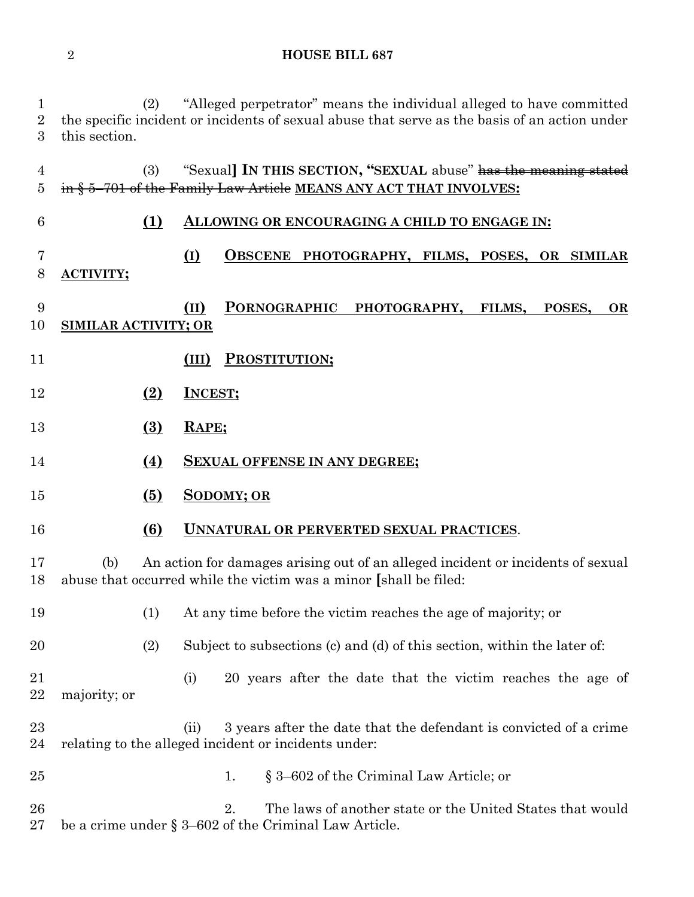(2) "Alleged perpetrator" means the individual alleged to have committed the specific incident or incidents of sexual abuse that serve as the basis of an action under this section.

(3) "Sexual] **IN THIS SECTION, "SEXUAL** abuse" ~~has the meaning stated in § 5–701 of the Family Law Article~~ **MEANS ANY ACT THAT INVOLVES:**

**(1) ALLOWING OR ENCOURAGING A CHILD TO ENGAGE IN:**

**(I) OBSCENE PHOTOGRAPHY, FILMS, POSES, OR SIMILAR ACTIVITY;**

**(II) PORNOGRAPHIC PHOTOGRAPHY, FILMS, POSES, OR SIMILAR ACTIVITY; OR**

**(III) PROSTITUTION;**

**(2) INCEST;**

**(3) RAPE;**

**(4) SEXUAL OFFENSE IN ANY DEGREE;**

**(5) SODOMY; OR**

**(6) UNNATURAL OR PERVERTED SEXUAL PRACTICES**.

(b) An action for damages arising out of an alleged incident or incidents of sexual abuse that occurred while the victim was a minor **[**shall be filed:

(1) At any time before the victim reaches the age of majority; or

(2) Subject to subsections (c) and (d) of this section, within the later of:

(i) 20 years after the date that the victim reaches the age of majority; or

(ii) 3 years after the date that the defendant is convicted of a crime relating to the alleged incident or incidents under:

1. § 3–602 of the Criminal Law Article; or

2. The laws of another state or the United States that would be a crime under § 3–602 of the Criminal Law Article.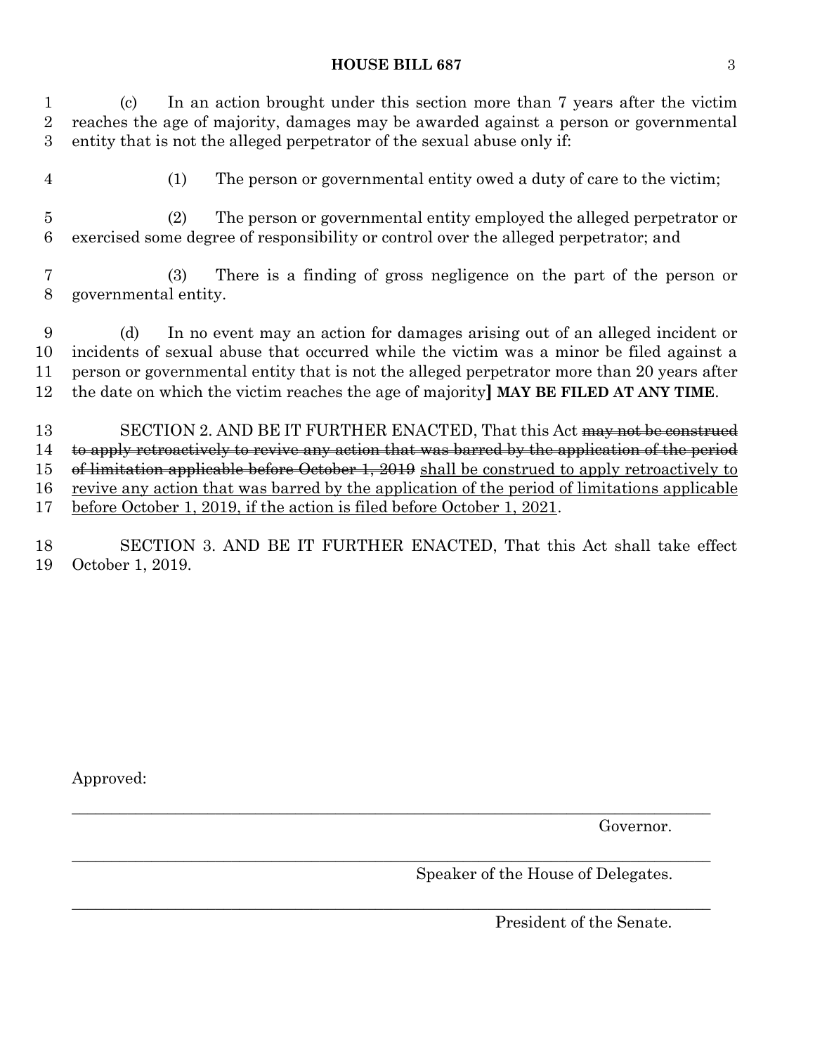(c) In an action brought under this section more than 7 years after the victim reaches the age of majority, damages may be awarded against a person or governmental entity that is not the alleged perpetrator of the sexual abuse only if:

(1) The person or governmental entity owed a duty of care to the victim;

(2) The person or governmental entity employed the alleged perpetrator or exercised some degree of responsibility or control over the alleged perpetrator; and

(3) There is a finding of gross negligence on the part of the person or governmental entity.

(d) In no event may an action for damages arising out of an alleged incident or incidents of sexual abuse that occurred while the victim was a minor be filed against a person or governmental entity that is not the alleged perpetrator more than 20 years after the date on which the victim reaches the age of majority**]** **MAY BE FILED AT ANY TIME**.

SECTION 2. AND BE IT FURTHER ENACTED, That this Act ~~may not be construed to apply retroactively to revive any action that was barred by the application of the period of limitation applicable before October 1, 2019~~ <u>shall be construed to apply retroactively to revive any action that was barred by the application of the period of limitations applicable before October 1, 2019, if the action is filed before October 1, 2021</u>.

SECTION 3. AND BE IT FURTHER ENACTED, That this Act shall take effect October 1, 2019.

Approved:

\_\_\_\_\_\_\_\_\_\_\_\_\_\_\_\_\_\_\_\_\_\_\_\_\_\_\_\_\_\_\_\_\_\_\_\_\_\_\_\_\_\_\_\_\_\_\_\_\_\_\_\_\_\_\_\_\_\_\_\_\_\_\_\_

Governor.

\_\_\_\_\_\_\_\_\_\_\_\_\_\_\_\_\_\_\_\_\_\_\_\_\_\_\_\_\_\_\_\_\_\_\_\_\_\_\_\_\_\_\_\_\_\_\_\_\_\_\_\_\_\_\_\_\_\_\_\_\_\_\_\_

Speaker of the House of Delegates.

\_\_\_\_\_\_\_\_\_\_\_\_\_\_\_\_\_\_\_\_\_\_\_\_\_\_\_\_\_\_\_\_\_\_\_\_\_\_\_\_\_\_\_\_\_\_\_\_\_\_\_\_\_\_\_\_\_\_\_\_\_\_\_\_

President of the Senate.